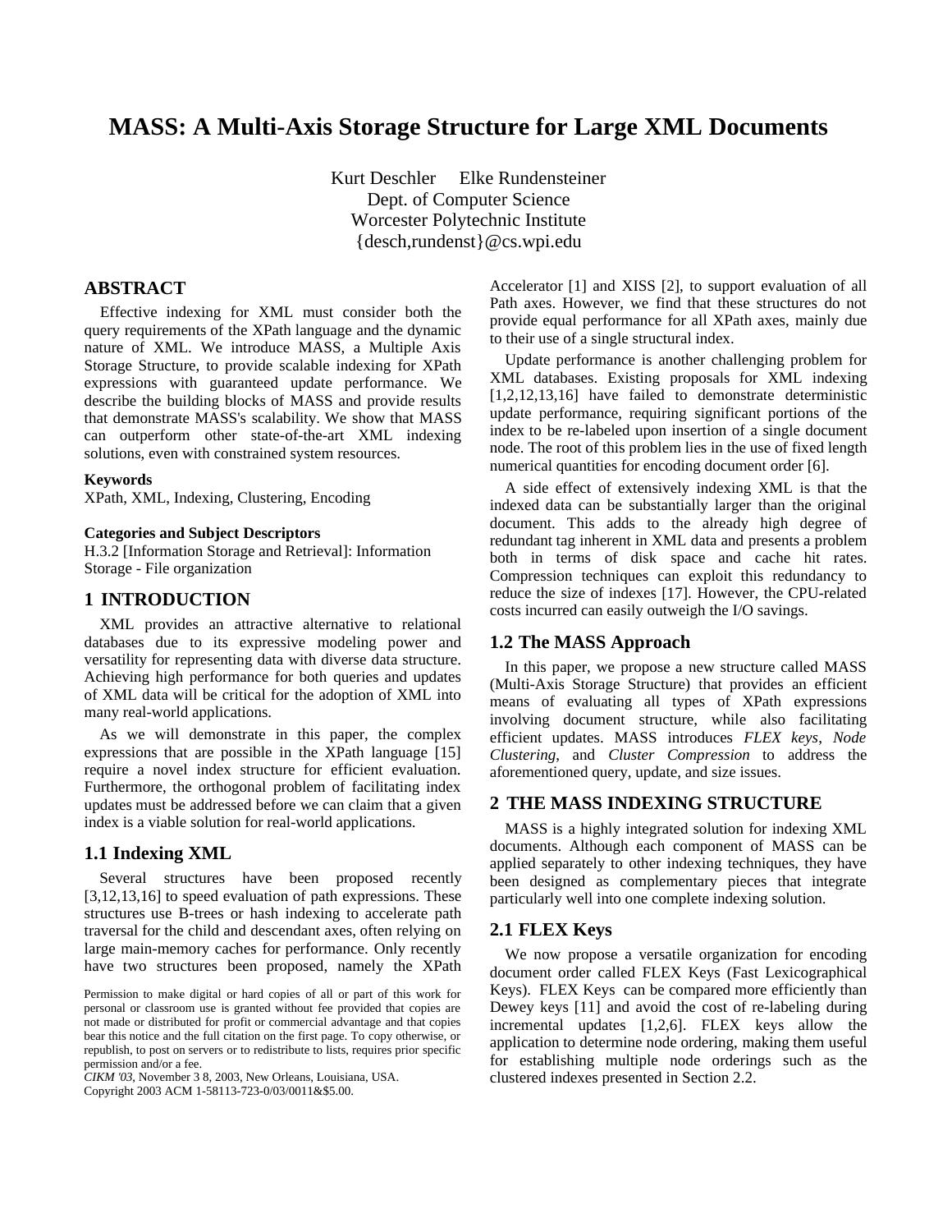# MASS: A Multi-Axis Storage Structure for Large XML Documents

Kurt Deschler Elke Rundensteiner
Dept. of Computer Science
Worcester Polytechnic Institute
{desch,rundenst}@cs.wpi.edu

## ABSTRACT

Effective indexing for XML must consider both the query requirements of the XPath language and the dynamic nature of XML. We introduce MASS, a Multiple Axis Storage Structure, to provide scalable indexing for XPath expressions with guaranteed update performance. We describe the building blocks of MASS and provide results that demonstrate MASS's scalability. We show that MASS can outperform other state-of-the-art XML indexing solutions, even with constrained system resources.

**Keywords**

XPath, XML, Indexing, Clustering, Encoding

**Categories and Subject Descriptors**

H.3.2 [Information Storage and Retrieval]: Information Storage - File organization

## 1 INTRODUCTION

XML provides an attractive alternative to relational databases due to its expressive modeling power and versatility for representing data with diverse data structure. Achieving high performance for both queries and updates of XML data will be critical for the adoption of XML into many real-world applications.

As we will demonstrate in this paper, the complex expressions that are possible in the XPath language [15] require a novel index structure for efficient evaluation. Furthermore, the orthogonal problem of facilitating index updates must be addressed before we can claim that a given index is a viable solution for real-world applications.

### 1.1 Indexing XML

Several structures have been proposed recently [3,12,13,16] to speed evaluation of path expressions. These structures use B-trees or hash indexing to accelerate path traversal for the child and descendant axes, often relying on large main-memory caches for performance. Only recently have two structures been proposed, namely the XPath Accelerator [1] and XISS [2], to support evaluation of all Path axes. However, we find that these structures do not provide equal performance for all XPath axes, mainly due to their use of a single structural index.

Update performance is another challenging problem for XML databases. Existing proposals for XML indexing [1,2,12,13,16] have failed to demonstrate deterministic update performance, requiring significant portions of the index to be re-labeled upon insertion of a single document node. The root of this problem lies in the use of fixed length numerical quantities for encoding document order [6].

A side effect of extensively indexing XML is that the indexed data can be substantially larger than the original document. This adds to the already high degree of redundant tag inherent in XML data and presents a problem both in terms of disk space and cache hit rates. Compression techniques can exploit this redundancy to reduce the size of indexes [17]. However, the CPU-related costs incurred can easily outweigh the I/O savings.

### 1.2 The MASS Approach

In this paper, we propose a new structure called MASS (Multi-Axis Storage Structure) that provides an efficient means of evaluating all types of XPath expressions involving document structure, while also facilitating efficient updates. MASS introduces *FLEX keys*, *Node Clustering*, and *Cluster Compression* to address the aforementioned query, update, and size issues.

## 2 THE MASS INDEXING STRUCTURE

MASS is a highly integrated solution for indexing XML documents. Although each component of MASS can be applied separately to other indexing techniques, they have been designed as complementary pieces that integrate particularly well into one complete indexing solution.

### 2.1 FLEX Keys

We now propose a versatile organization for encoding document order called FLEX Keys (Fast Lexicographical Keys). FLEX Keys can be compared more efficiently than Dewey keys [11] and avoid the cost of re-labeling during incremental updates [1,2,6]. FLEX keys allow the application to determine node ordering, making them useful for establishing multiple node orderings such as the clustered indexes presented in Section 2.2.

Permission to make digital or hard copies of all or part of this work for personal or classroom use is granted without fee provided that copies are not made or distributed for profit or commercial advantage and that copies bear this notice and the full citation on the first page. To copy otherwise, or republish, to post on servers or to redistribute to lists, requires prior specific permission and/or a fee.
*CIKM '03*, November 3 8, 2003, New Orleans, Louisiana, USA.
Copyright 2003 ACM 1-58113-723-0/03/0011&$5.00.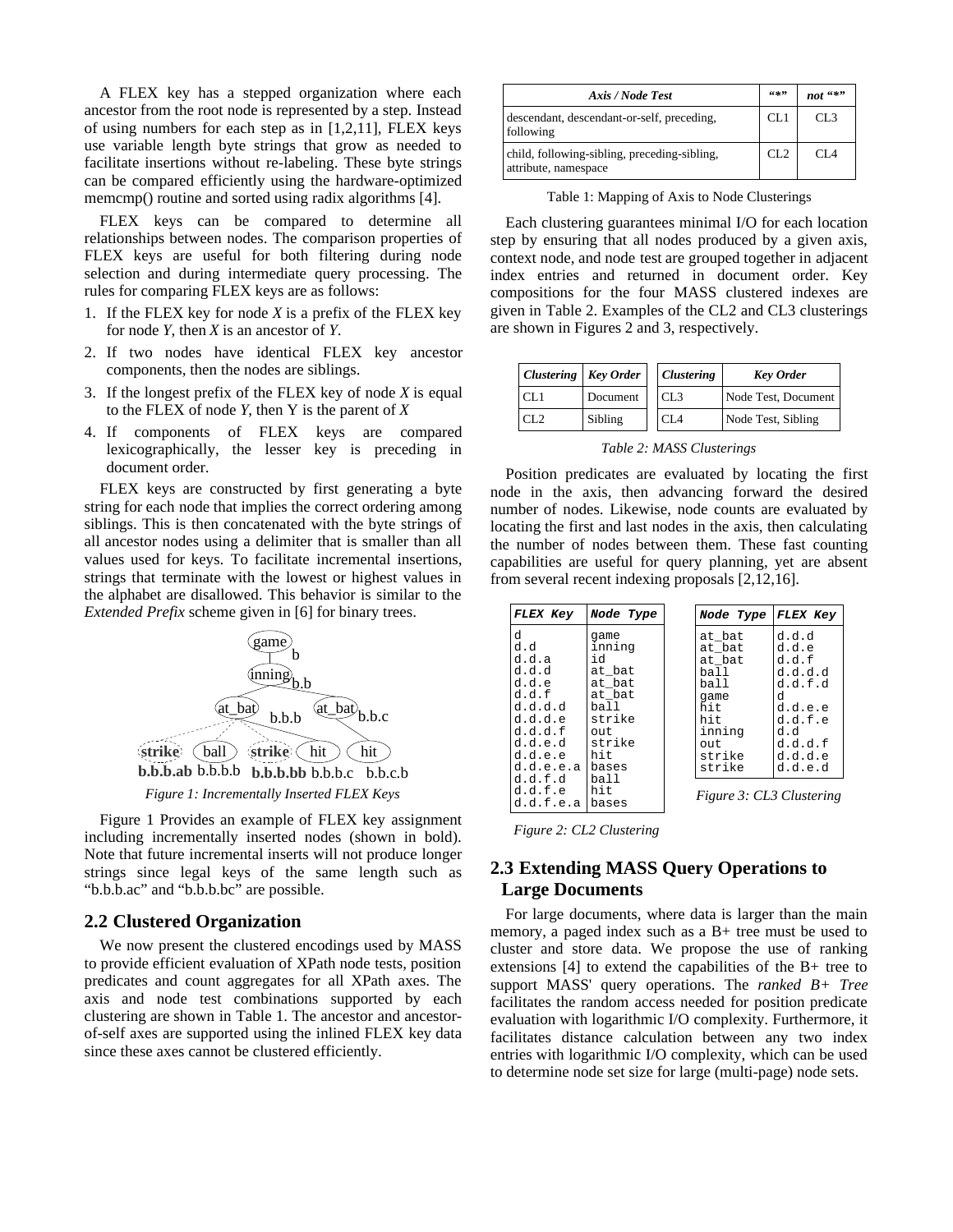A FLEX key has a stepped organization where each ancestor from the root node is represented by a step. Instead of using numbers for each step as in [1,2,11], FLEX keys use variable length byte strings that grow as needed to facilitate insertions without re-labeling. These byte strings can be compared efficiently using the hardware-optimized memcmp() routine and sorted using radix algorithms [4].

FLEX keys can be compared to determine all relationships between nodes. The comparison properties of FLEX keys are useful for both filtering during node selection and during intermediate query processing. The rules for comparing FLEX keys are as follows:

1. If the FLEX key for node *X* is a prefix of the FLEX key for node *Y*, then *X* is an ancestor of *Y*.
2. If two nodes have identical FLEX key ancestor components, then the nodes are siblings.
3. If the longest prefix of the FLEX key of node *X* is equal to the FLEX of node *Y*, then Y is the parent of *X*
4. If components of FLEX keys are compared lexicographically, the lesser key is preceding in document order.

FLEX keys are constructed by first generating a byte string for each node that implies the correct ordering among siblings. This is then concatenated with the byte strings of all ancestor nodes using a delimiter that is smaller than all values used for keys. To facilitate incremental insertions, strings that terminate with the lowest or highest values in the alphabet are disallowed. This behavior is similar to the *Extended Prefix* scheme given in [6] for binary trees.

*Figure 1: Incrementally Inserted FLEX Keys*

Figure 1 Provides an example of FLEX key assignment including incrementally inserted nodes (shown in bold). Note that future incremental inserts will not produce longer strings since legal keys of the same length such as "b.b.b.ac" and "b.b.b.bc" are possible.

## 2.2 Clustered Organization

We now present the clustered encodings used by MASS to provide efficient evaluation of XPath node tests, position predicates and count aggregates for all XPath axes. The axis and node test combinations supported by each clustering are shown in Table 1. The ancestor and ancestor-of-self axes are supported using the inlined FLEX key data since these axes cannot be clustered efficiently.

| *Axis / Node Test* | *"*"* | *not "*"* |
|---|---|---|
| descendant, descendant-or-self, preceding, following | CL1 | CL3 |
| child, following-sibling, preceding-sibling, attribute, namespace | CL2 | CL4 |

Table 1: Mapping of Axis to Node Clusterings

Each clustering guarantees minimal I/O for each location step by ensuring that all nodes produced by a given axis, context node, and node test are grouped together in adjacent index entries and returned in document order. Key compositions for the four MASS clustered indexes are given in Table 2. Examples of the CL2 and CL3 clusterings are shown in Figures 2 and 3, respectively.

| *Clustering* | *Key Order* |
|---|---|
| CL1 | Document |
| CL2 | Sibling |

| *Clustering* | *Key Order* |
|---|---|
| CL3 | Node Test, Document |
| CL4 | Node Test, Sibling |

*Table 2: MASS Clusterings*

Position predicates are evaluated by locating the first node in the axis, then advancing forward the desired number of nodes. Likewise, node counts are evaluated by locating the first and last nodes in the axis, then calculating the number of nodes between them. These fast counting capabilities are useful for query planning, yet are absent from several recent indexing proposals [2,12,16].

| *FLEX Key* | *Node Type* |
|---|---|
| d | game |
| d.d | inning |
| d.d.a | id |
| d.d.d | at_bat |
| d.d.e | at_bat |
| d.d.f | at_bat |
| d.d.d.d | ball |
| d.d.d.e | strike |
| d.d.d.f | out |
| d.d.e.d | strike |
| d.d.e.e | hit |
| d.d.e.e.a | bases |
| d.d.f.d | ball |
| d.d.f.e | hit |
| d.d.f.e.a | bases |

*Figure 2: CL2 Clustering*

| *Node Type* | *FLEX Key* |
|---|---|
| at_bat | d.d.d |
| at_bat | d.d.e |
| at_bat | d.d.f |
| ball | d.d.d.d |
| ball | d.d.f.d |
| game | d |
| hit | d.d.e.e |
| hit | d.d.f.e |
| inning | d.d |
| out | d.d.d.f |
| strike | d.d.d.e |
| strike | d.d.e.d |

*Figure 3: CL3 Clustering*

## 2.3 Extending MASS Query Operations to Large Documents

For large documents, where data is larger than the main memory, a paged index such as a B+ tree must be used to cluster and store data. We propose the use of ranking extensions [4] to extend the capabilities of the B+ tree to support MASS' query operations. The *ranked B+ Tree* facilitates the random access needed for position predicate evaluation with logarithmic I/O complexity. Furthermore, it facilitates distance calculation between any two index entries with logarithmic I/O complexity, which can be used to determine node set size for large (multi-page) node sets.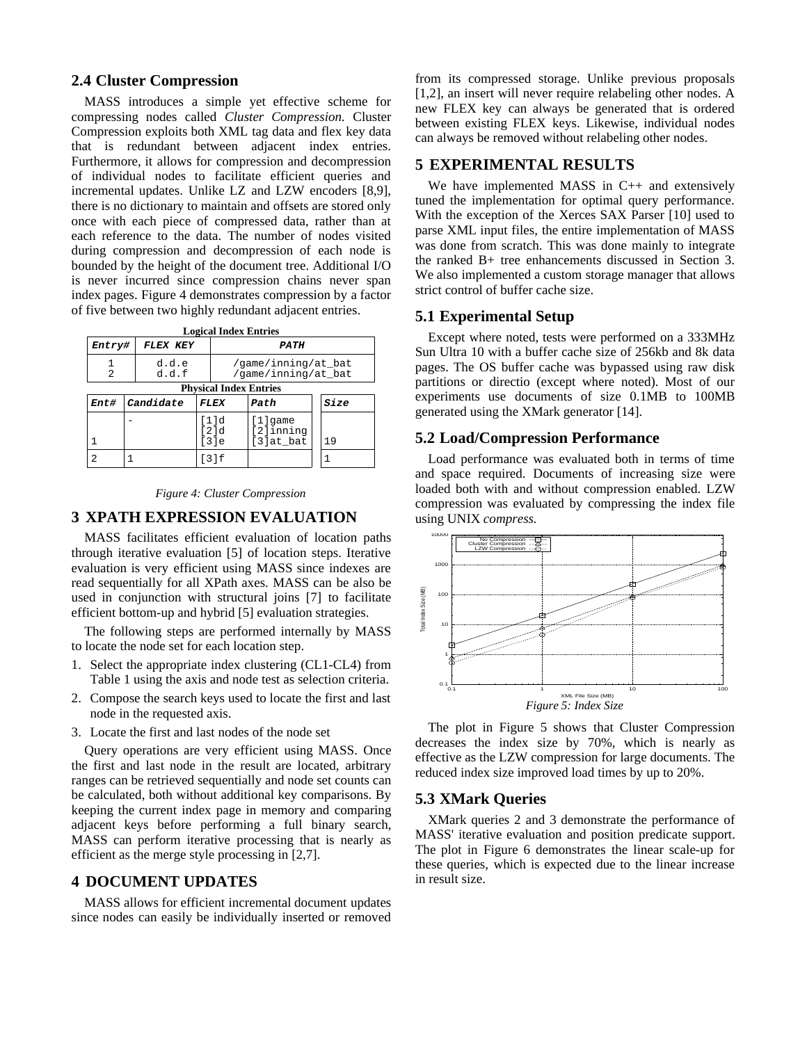## 2.4 Cluster Compression

MASS introduces a simple yet effective scheme for compressing nodes called *Cluster Compression.* Cluster Compression exploits both XML tag data and flex key data that is redundant between adjacent index entries. Furthermore, it allows for compression and decompression of individual nodes to facilitate efficient queries and incremental updates. Unlike LZ and LZW encoders [8,9], there is no dictionary to maintain and offsets are stored only once with each piece of compressed data, rather than at each reference to the data. The number of nodes visited during compression and decompression of each node is bounded by the height of the document tree. Additional I/O is never incurred since compression chains never span index pages. Figure 4 demonstrates compression by a factor of five between two highly redundant adjacent entries.

**Logical Index Entries**

| Entry# | FLEX KEY | PATH |
|---|---|---|
| 1 | d.d.e | /game/inning/at_bat |
| 2 | d.d.f | /game/inning/at_bat |

**Physical Index Entries**

| Ent# | Candidate | FLEX | Path | Size |
|---|---|---|---|---|
| 1 | - | [1]d [2]d [3]e | [1]game [2]inning [3]at_bat | 19 |
| 2 | 1 | [3]f | | 1 |

*Figure 4: Cluster Compression*

## 3 XPATH EXPRESSION EVALUATION

MASS facilitates efficient evaluation of location paths through iterative evaluation [5] of location steps. Iterative evaluation is very efficient using MASS since indexes are read sequentially for all XPath axes. MASS can be also be used in conjunction with structural joins [7] to facilitate efficient bottom-up and hybrid [5] evaluation strategies.

The following steps are performed internally by MASS to locate the node set for each location step.

1. Select the appropriate index clustering (CL1-CL4) from Table 1 using the axis and node test as selection criteria.
2. Compose the search keys used to locate the first and last node in the requested axis.
3. Locate the first and last nodes of the node set

Query operations are very efficient using MASS. Once the first and last node in the result are located, arbitrary ranges can be retrieved sequentially and node set counts can be calculated, both without additional key comparisons. By keeping the current index page in memory and comparing adjacent keys before performing a full binary search, MASS can perform iterative processing that is nearly as efficient as the merge style processing in [2,7].

## 4 DOCUMENT UPDATES

MASS allows for efficient incremental document updates since nodes can easily be individually inserted or removed from its compressed storage. Unlike previous proposals [1,2], an insert will never require relabeling other nodes. A new FLEX key can always be generated that is ordered between existing FLEX keys. Likewise, individual nodes can always be removed without relabeling other nodes.

## 5 EXPERIMENTAL RESULTS

We have implemented MASS in C++ and extensively tuned the implementation for optimal query performance. With the exception of the Xerces SAX Parser [10] used to parse XML input files, the entire implementation of MASS was done from scratch. This was done mainly to integrate the ranked B+ tree enhancements discussed in Section 3. We also implemented a custom storage manager that allows strict control of buffer cache size.

### 5.1 Experimental Setup

Except where noted, tests were performed on a 333MHz Sun Ultra 10 with a buffer cache size of 256kb and 8k data pages. The OS buffer cache was bypassed using raw disk partitions or directio (except where noted). Most of our experiments use documents of size 0.1MB to 100MB generated using the XMark generator [14].

### 5.2 Load/Compression Performance

Load performance was evaluated both in terms of time and space required. Documents of increasing size were loaded both with and without compression enabled. LZW compression was evaluated by compressing the index file using UNIX *compress.*

*Figure 5: Index Size*

The plot in Figure 5 shows that Cluster Compression decreases the index size by 70%, which is nearly as effective as the LZW compression for large documents. The reduced index size improved load times by up to 20%.

### 5.3 XMark Queries

XMark queries 2 and 3 demonstrate the performance of MASS' iterative evaluation and position predicate support. The plot in Figure 6 demonstrates the linear scale-up for these queries, which is expected due to the linear increase in result size.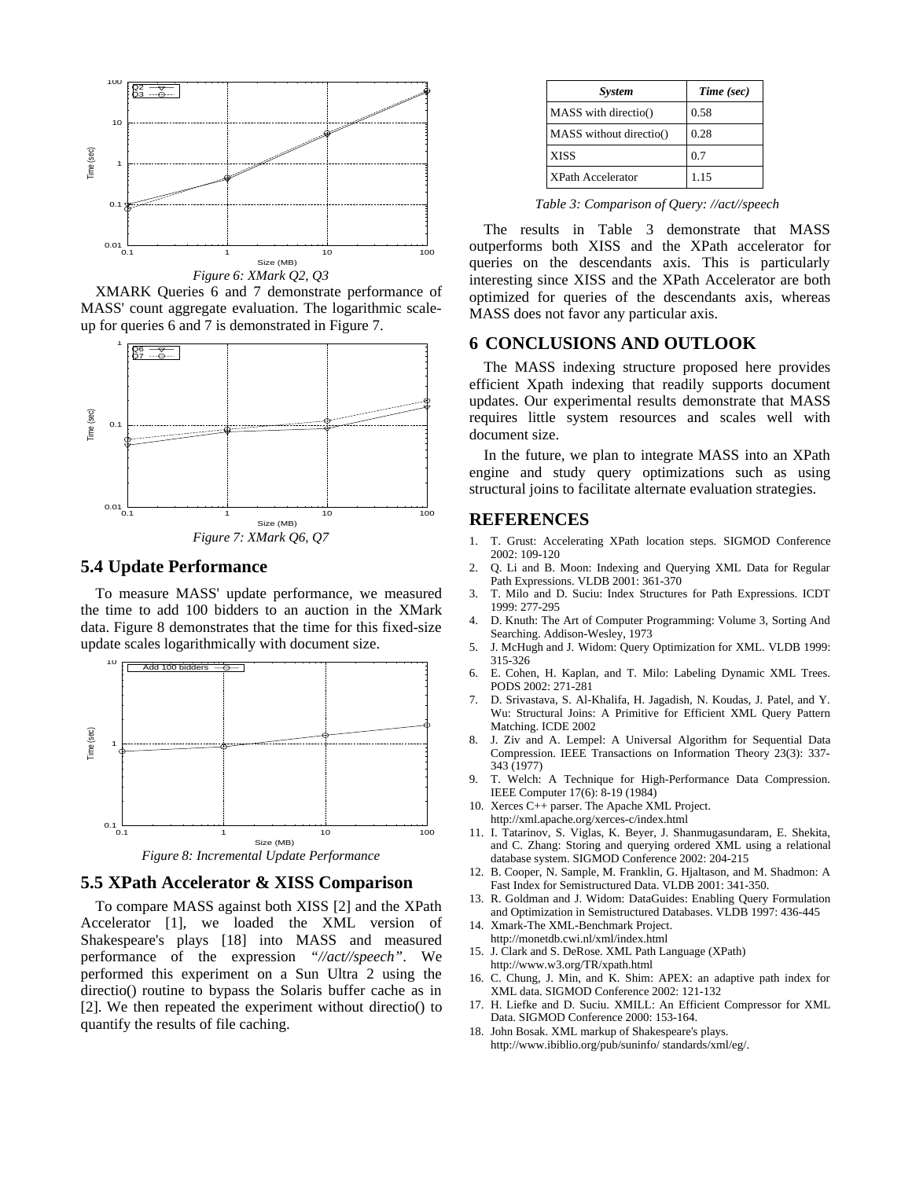100

Q2

Q3

10

1

0.1

0.01

0.1 1 10 100

Time (sec)

Size (MB)

*Figure 6: XMark Q2, Q3*

XMARK Queries 6 and 7 demonstrate performance of MASS' count aggregate evaluation. The logarithmic scale-up for queries 6 and 7 is demonstrated in Figure 7.

1

Q6

Q7

0.1

0.01

0.1 1 10 100

Time (sec)

Size (MB)

*Figure 7: XMark Q6, Q7*

### 5.4 Update Performance

To measure MASS' update performance, we measured the time to add 100 bidders to an auction in the XMark data. Figure 8 demonstrates that the time for this fixed-size update scales logarithmically with document size.

10

Add 100 bidders

1

0.1

0.1 1 10 100

Time (sec)

Size (MB)

*Figure 8: Incremental Update Performance*

### 5.5 XPath Accelerator & XISS Comparison

To compare MASS against both XISS [2] and the XPath Accelerator [1], we loaded the XML version of Shakespeare's plays [18] into MASS and measured performance of the expression *"//act//speech"*. We performed this experiment on a Sun Ultra 2 using the directio() routine to bypass the Solaris buffer cache as in [2]. We then repeated the experiment without directio() to quantify the results of file caching.

| *System* | *Time (sec)* |
|---|---|
| MASS with directio() | 0.58 |
| MASS without directio() | 0.28 |
| XISS | 0.7 |
| XPath Accelerator | 1.15 |

*Table 3: Comparison of Query: //act//speech*

The results in Table 3 demonstrate that MASS outperforms both XISS and the XPath accelerator for queries on the descendants axis. This is particularly interesting since XISS and the XPath Accelerator are both optimized for queries of the descendants axis, whereas MASS does not favor any particular axis.

## 6 CONCLUSIONS AND OUTLOOK

The MASS indexing structure proposed here provides efficient Xpath indexing that readily supports document updates. Our experimental results demonstrate that MASS requires little system resources and scales well with document size.

In the future, we plan to integrate MASS into an XPath engine and study query optimizations such as using structural joins to facilitate alternate evaluation strategies.

## REFERENCES

1. T. Grust: Accelerating XPath location steps. SIGMOD Conference 2002: 109-120
2. Q. Li and B. Moon: Indexing and Querying XML Data for Regular Path Expressions. VLDB 2001: 361-370
3. T. Milo and D. Suciu: Index Structures for Path Expressions. ICDT 1999: 277-295
4. D. Knuth: The Art of Computer Programming: Volume 3, Sorting And Searching. Addison-Wesley, 1973
5. J. McHugh and J. Widom: Query Optimization for XML. VLDB 1999: 315-326
6. E. Cohen, H. Kaplan, and T. Milo: Labeling Dynamic XML Trees. PODS 2002: 271-281
7. D. Srivastava, S. Al-Khalifa, H. Jagadish, N. Koudas, J. Patel, and Y. Wu: Structural Joins: A Primitive for Efficient XML Query Pattern Matching. ICDE 2002
8. J. Ziv and A. Lempel: A Universal Algorithm for Sequential Data Compression. IEEE Transactions on Information Theory 23(3): 337-343 (1977)
9. T. Welch: A Technique for High-Performance Data Compression. IEEE Computer 17(6): 8-19 (1984)
10. Xerces C++ parser. The Apache XML Project. http://xml.apache.org/xerces-c/index.html
11. I. Tatarinov, S. Viglas, K. Beyer, J. Shanmugasundaram, E. Shekita, and C. Zhang: Storing and querying ordered XML using a relational database system. SIGMOD Conference 2002: 204-215
12. B. Cooper, N. Sample, M. Franklin, G. Hjaltason, and M. Shadmon: A Fast Index for Semistructured Data. VLDB 2001: 341-350.
13. R. Goldman and J. Widom: DataGuides: Enabling Query Formulation and Optimization in Semistructured Databases. VLDB 1997: 436-445
14. Xmark-The XML-Benchmark Project. http://monetdb.cwi.nl/xml/index.html
15. J. Clark and S. DeRose. XML Path Language (XPath) http://www.w3.org/TR/xpath.html
16. C. Chung, J. Min, and K. Shim: APEX: an adaptive path index for XML data. SIGMOD Conference 2002: 121-132
17. H. Liefke and D. Suciu. XMILL: An Efficient Compressor for XML Data. SIGMOD Conference 2000: 153-164.
18. John Bosak. XML markup of Shakespeare's plays. http://www.ibiblio.org/pub/suninfo/ standards/xml/eg/.